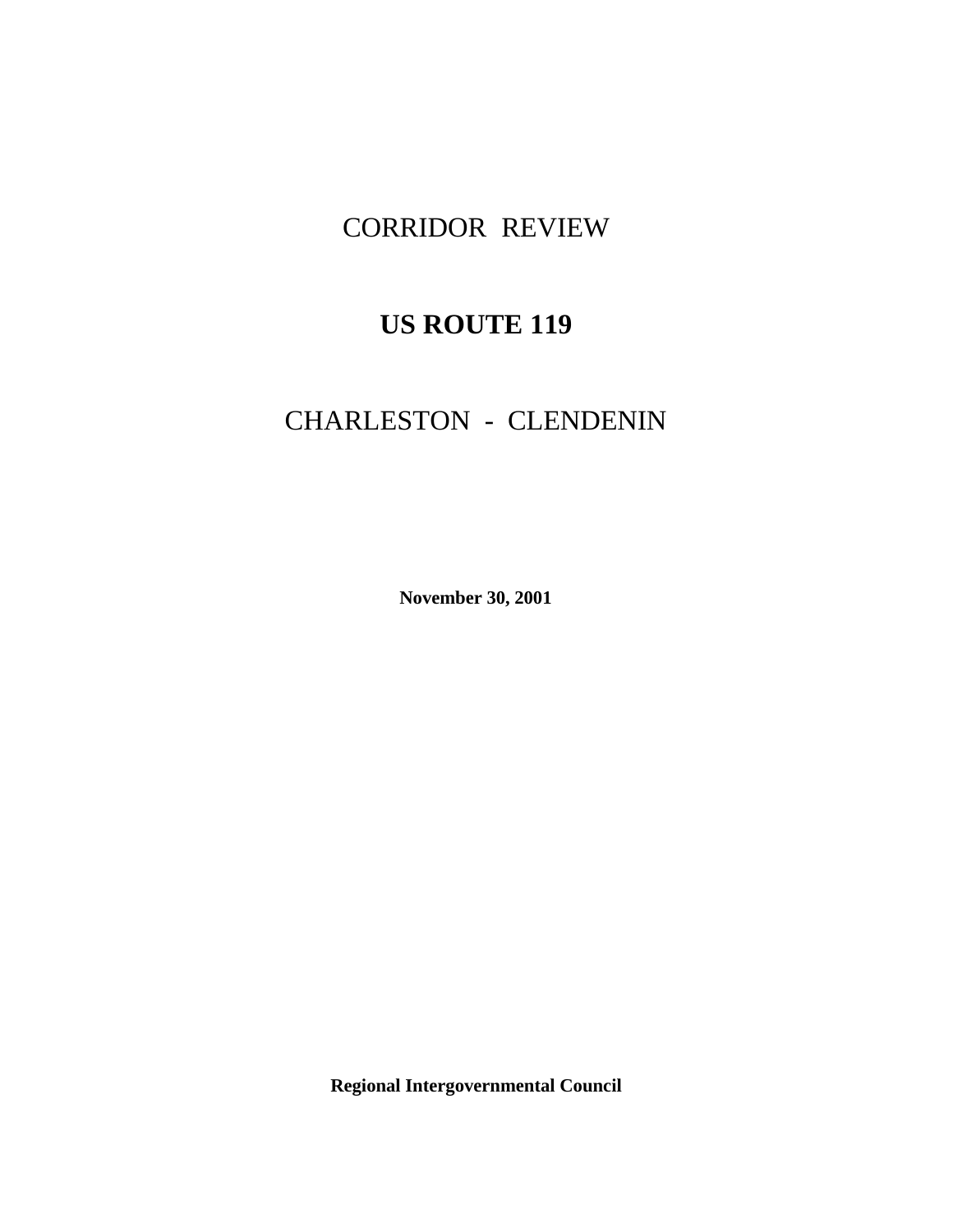# CORRIDOR REVIEW

# **US ROUTE 119**

# CHARLESTON - CLENDENIN

**November 30, 2001**

**Regional Intergovernmental Council**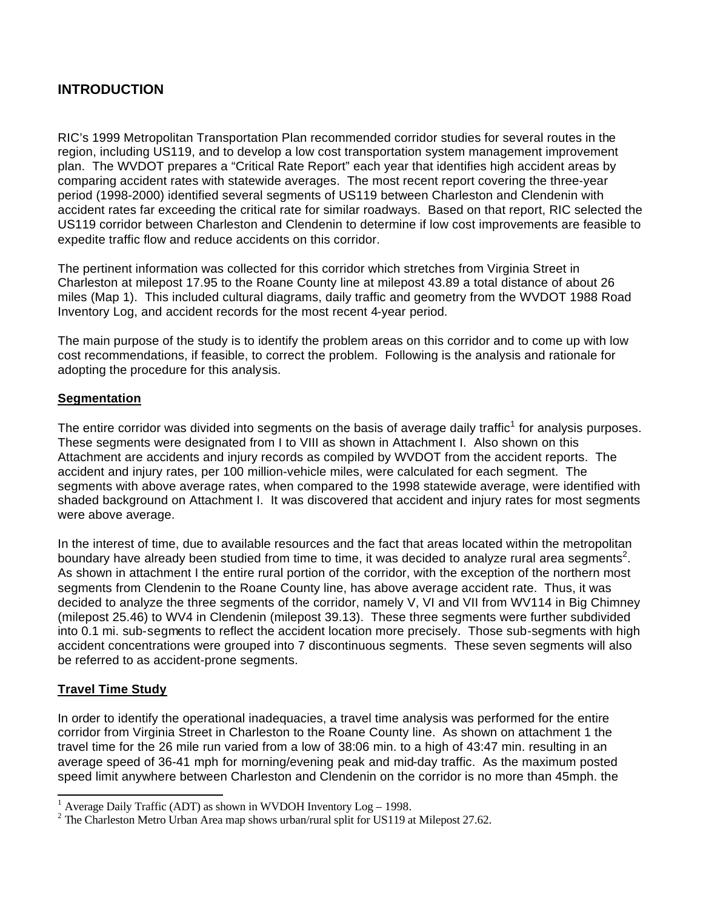## INTRODUCTION

RIC's 1999 Metropolitan Transportation Plan recommended corridor studies for several routes in the region, including US119, and to develop a low cost transportation system management improvement plan. The WVDOT prepares a "Critical Rate Report" each year that identifies high accident areas by comparing accident rates with statewide averages. The most recent report covering the three-year period (1998-2000) identified several segments of US119 between Charleston and Clendenin with accident rates far exceeding the critical rate for similar roadways. Based on that report, RIC selected the US119 corridor between Charleston and Clendenin to determine if low cost improvements are feasible to expedite traffic flow and reduce accidents on this corridor.

The pertinent information was collected for this corridor which stretches from Virginia Street in Charleston at milepost 17.95 to the Roane County line at milepost 43.89 a total distance of about 26 miles (Map 1). This included cultural diagrams, daily traffic and geometry from the WVDOT 1988 Road Inventory Log, and accident records for the most recent 4-year period.

The main purpose of the study is to identify the problem areas on this corridor and to come up with low cost recommendations, if feasible, to correct the problem. Following is the analysis and rationale for adopting the procedure for this analysis.

### Segmentation

The entire corridor was divided into segments on the basis of average daily traffic[1] for analysis purposes. These segments were designated from I to VIII as shown in Attachment I. Also shown on this Attachment are accidents and injury records as compiled by WVDOT from the accident reports. The accident and injury rates, per 100 million-vehicle miles, were calculated for each segment. The segments with above average rates, when compared to the 1998 statewide average, were identified with shaded background on Attachment I. It was discovered that accident and injury rates for most segments were above average.

In the interest of time, due to available resources and the fact that areas located within the metropolitan boundary have already been studied from time to time, it was decided to analyze rural area segments[2]. As shown in attachment I the entire rural portion of the corridor, with the exception of the northern most segments from Clendenin to the Roane County line, has above average accident rate. Thus, it was decided to analyze the three segments of the corridor, namely V, VI and VII from WV114 in Big Chimney (milepost 25.46) to WV4 in Clendenin (milepost 39.13). These three segments were further subdivided into 0.1 mi. sub-segments to reflect the accident location more precisely. Those sub-segments with high accident concentrations were grouped into 7 discontinuous segments. These seven segments will also be referred to as accident-prone segments.

### Travel Time Study

In order to identify the operational inadequacies, a travel time analysis was performed for the entire corridor from Virginia Street in Charleston to the Roane County line. As shown on attachment 1 the travel time for the 26 mile run varied from a low of 38:06 min. to a high of 43:47 min. resulting in an average speed of 36-41 mph for morning/evening peak and mid-day traffic. As the maximum posted speed limit anywhere between Charleston and Clendenin on the corridor is no more than 45mph. the

---

[1] Average Daily Traffic (ADT) as shown in WVDOH Inventory Log – 1998.

[2] The Charleston Metro Urban Area map shows urban/rural split for US119 at Milepost 27.62.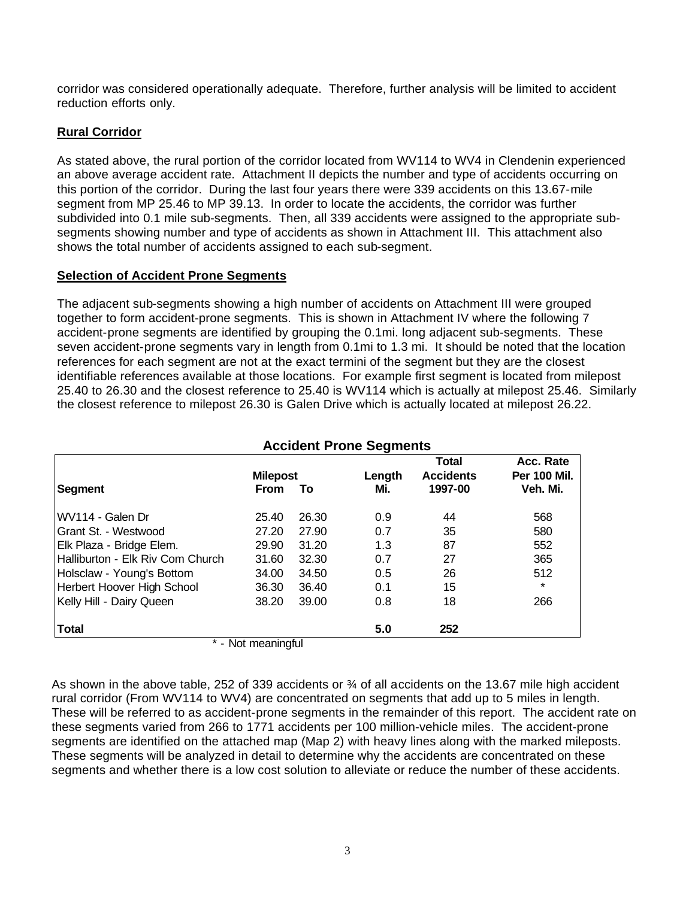corridor was considered operationally adequate. Therefore, further analysis will be limited to accident reduction efforts only.

**Rural Corridor**

As stated above, the rural portion of the corridor located from WV114 to WV4 in Clendenin experienced an above average accident rate. Attachment II depicts the number and type of accidents occurring on this portion of the corridor. During the last four years there were 339 accidents on this 13.67-mile segment from MP 25.46 to MP 39.13. In order to locate the accidents, the corridor was further subdivided into 0.1 mile sub-segments. Then, all 339 accidents were assigned to the appropriate sub-segments showing number and type of accidents as shown in Attachment III. This attachment also shows the total number of accidents assigned to each sub-segment.

**Selection of Accident Prone Segments**

The adjacent sub-segments showing a high number of accidents on Attachment III were grouped together to form accident-prone segments. This is shown in Attachment IV where the following 7 accident-prone segments are identified by grouping the 0.1mi. long adjacent sub-segments. These seven accident-prone segments vary in length from 0.1mi to 1.3 mi. It should be noted that the location references for each segment are not at the exact termini of the segment but they are the closest identifiable references available at those locations. For example first segment is located from milepost 25.40 to 26.30 and the closest reference to 25.40 is WV114 which is actually at milepost 25.46. Similarly the closest reference to milepost 26.30 is Galen Drive which is actually located at milepost 26.22.

**Accident Prone Segments**

| Segment | Milepost From | Milepost To | Length Mi. | Total Accidents 1997-00 | Acc. Rate Per 100 Mil. Veh. Mi. |
|---|---|---|---|---|---|
| WV114 - Galen Dr | 25.40 | 26.30 | 0.9 | 44 | 568 |
| Grant St. - Westwood | 27.20 | 27.90 | 0.7 | 35 | 580 |
| Elk Plaza - Bridge Elem. | 29.90 | 31.20 | 1.3 | 87 | 552 |
| Halliburton - Elk Riv Com Church | 31.60 | 32.30 | 0.7 | 27 | 365 |
| Holsclaw - Young's Bottom | 34.00 | 34.50 | 0.5 | 26 | 512 |
| Herbert Hoover High School | 36.30 | 36.40 | 0.1 | 15 | * |
| Kelly Hill - Dairy Queen | 38.20 | 39.00 | 0.8 | 18 | 266 |
| **Total** | | | **5.0** | **252** | |

\* - Not meaningful

As shown in the above table, 252 of 339 accidents or ¾ of all accidents on the 13.67 mile high accident rural corridor (From WV114 to WV4) are concentrated on segments that add up to 5 miles in length. These will be referred to as accident-prone segments in the remainder of this report. The accident rate on these segments varied from 266 to 1771 accidents per 100 million-vehicle miles. The accident-prone segments are identified on the attached map (Map 2) with heavy lines along with the marked mileposts. These segments will be analyzed in detail to determine why the accidents are concentrated on these segments and whether there is a low cost solution to alleviate or reduce the number of these accidents.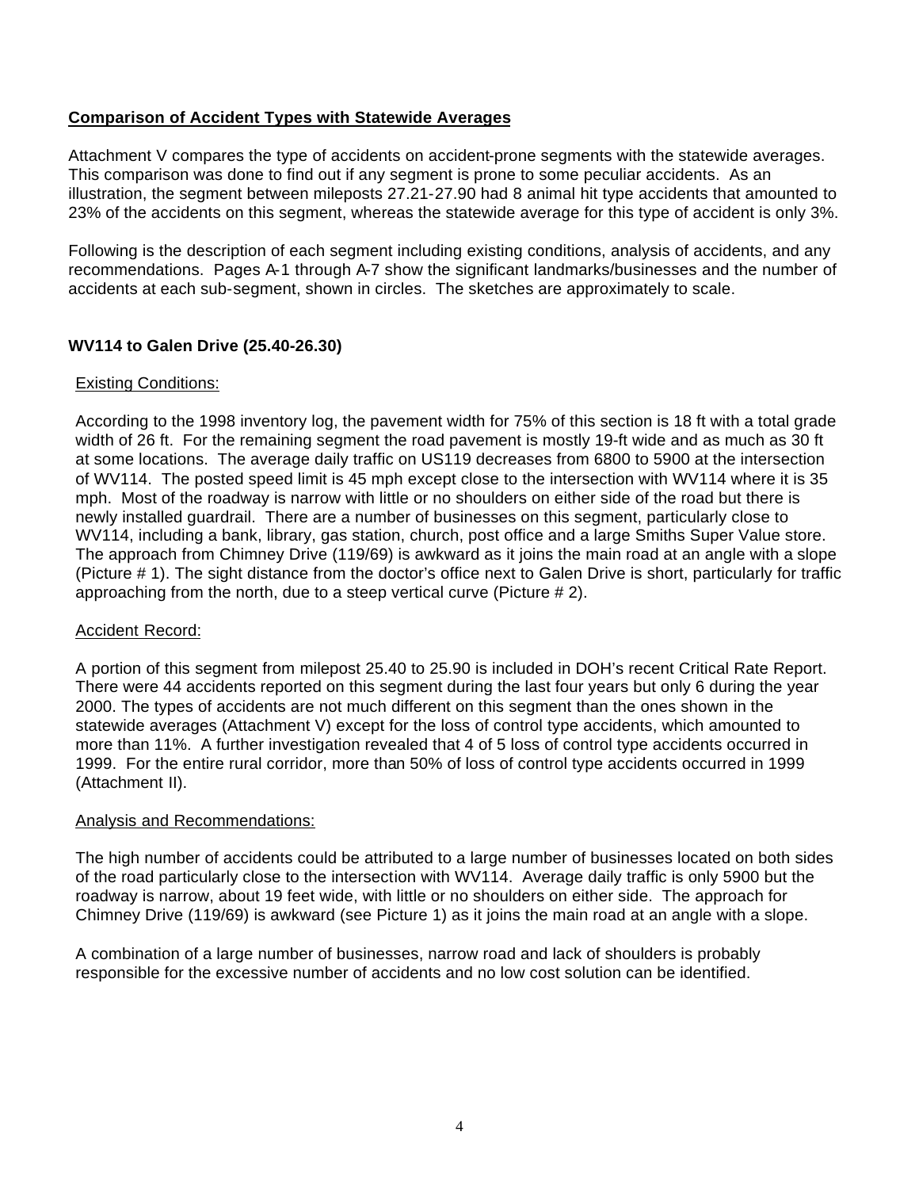## Comparison of Accident Types with Statewide Averages

Attachment V compares the type of accidents on accident-prone segments with the statewide averages. This comparison was done to find out if any segment is prone to some peculiar accidents. As an illustration, the segment between mileposts 27.21-27.90 had 8 animal hit type accidents that amounted to 23% of the accidents on this segment, whereas the statewide average for this type of accident is only 3%.

Following is the description of each segment including existing conditions, analysis of accidents, and any recommendations. Pages A-1 through A-7 show the significant landmarks/businesses and the number of accidents at each sub-segment, shown in circles. The sketches are approximately to scale.

### WV114 to Galen Drive (25.40-26.30)

#### Existing Conditions:

According to the 1998 inventory log, the pavement width for 75% of this section is 18 ft with a total grade width of 26 ft. For the remaining segment the road pavement is mostly 19-ft wide and as much as 30 ft at some locations. The average daily traffic on US119 decreases from 6800 to 5900 at the intersection of WV114. The posted speed limit is 45 mph except close to the intersection with WV114 where it is 35 mph. Most of the roadway is narrow with little or no shoulders on either side of the road but there is newly installed guardrail. There are a number of businesses on this segment, particularly close to WV114, including a bank, library, gas station, church, post office and a large Smiths Super Value store. The approach from Chimney Drive (119/69) is awkward as it joins the main road at an angle with a slope (Picture # 1). The sight distance from the doctor's office next to Galen Drive is short, particularly for traffic approaching from the north, due to a steep vertical curve (Picture # 2).

#### Accident Record:

A portion of this segment from milepost 25.40 to 25.90 is included in DOH's recent Critical Rate Report. There were 44 accidents reported on this segment during the last four years but only 6 during the year 2000. The types of accidents are not much different on this segment than the ones shown in the statewide averages (Attachment V) except for the loss of control type accidents, which amounted to more than 11%. A further investigation revealed that 4 of 5 loss of control type accidents occurred in 1999. For the entire rural corridor, more than 50% of loss of control type accidents occurred in 1999 (Attachment II).

#### Analysis and Recommendations:

The high number of accidents could be attributed to a large number of businesses located on both sides of the road particularly close to the intersection with WV114. Average daily traffic is only 5900 but the roadway is narrow, about 19 feet wide, with little or no shoulders on either side. The approach for Chimney Drive (119/69) is awkward (see Picture 1) as it joins the main road at an angle with a slope.

A combination of a large number of businesses, narrow road and lack of shoulders is probably responsible for the excessive number of accidents and no low cost solution can be identified.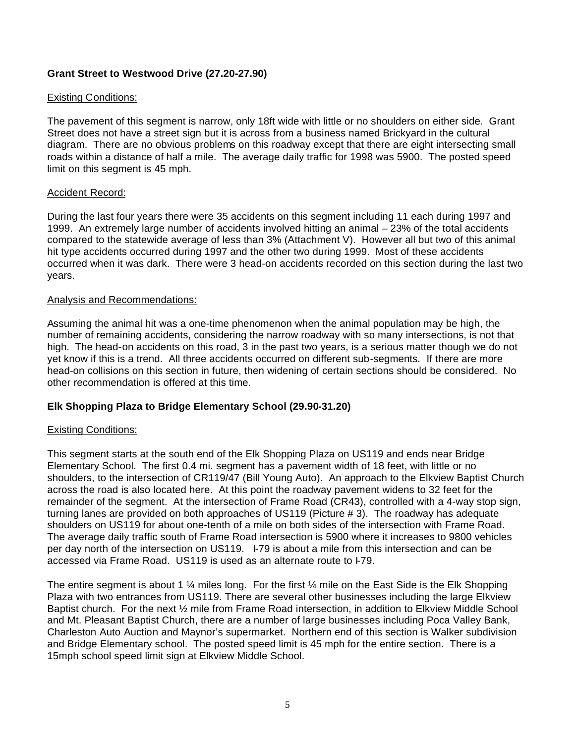**Grant Street to Westwood Drive (27.20-27.90)**

Existing Conditions:

The pavement of this segment is narrow, only 18ft wide with little or no shoulders on either side. Grant Street does not have a street sign but it is across from a business named Brickyard in the cultural diagram. There are no obvious problems on this roadway except that there are eight intersecting small roads within a distance of half a mile. The average daily traffic for 1998 was 5900. The posted speed limit on this segment is 45 mph.

Accident Record:

During the last four years there were 35 accidents on this segment including 11 each during 1997 and 1999. An extremely large number of accidents involved hitting an animal – 23% of the total accidents compared to the statewide average of less than 3% (Attachment V). However all but two of this animal hit type accidents occurred during 1997 and the other two during 1999. Most of these accidents occurred when it was dark. There were 3 head-on accidents recorded on this section during the last two years.

Analysis and Recommendations:

Assuming the animal hit was a one-time phenomenon when the animal population may be high, the number of remaining accidents, considering the narrow roadway with so many intersections, is not that high. The head-on accidents on this road, 3 in the past two years, is a serious matter though we do not yet know if this is a trend. All three accidents occurred on different sub-segments. If there are more head-on collisions on this section in future, then widening of certain sections should be considered. No other recommendation is offered at this time.

**Elk Shopping Plaza to Bridge Elementary School (29.90-31.20)**

Existing Conditions:

This segment starts at the south end of the Elk Shopping Plaza on US119 and ends near Bridge Elementary School. The first 0.4 mi. segment has a pavement width of 18 feet, with little or no shoulders, to the intersection of CR119/47 (Bill Young Auto). An approach to the Elkview Baptist Church across the road is also located here. At this point the roadway pavement widens to 32 feet for the remainder of the segment. At the intersection of Frame Road (CR43), controlled with a 4-way stop sign, turning lanes are provided on both approaches of US119 (Picture # 3). The roadway has adequate shoulders on US119 for about one-tenth of a mile on both sides of the intersection with Frame Road. The average daily traffic south of Frame Road intersection is 5900 where it increases to 9800 vehicles per day north of the intersection on US119. I-79 is about a mile from this intersection and can be accessed via Frame Road. US119 is used as an alternate route to I-79.

The entire segment is about 1 ¼ miles long. For the first ¼ mile on the East Side is the Elk Shopping Plaza with two entrances from US119. There are several other businesses including the large Elkview Baptist church. For the next ½ mile from Frame Road intersection, in addition to Elkview Middle School and Mt. Pleasant Baptist Church, there are a number of large businesses including Poca Valley Bank, Charleston Auto Auction and Maynor's supermarket. Northern end of this section is Walker subdivision and Bridge Elementary school. The posted speed limit is 45 mph for the entire section. There is a 15mph school speed limit sign at Elkview Middle School.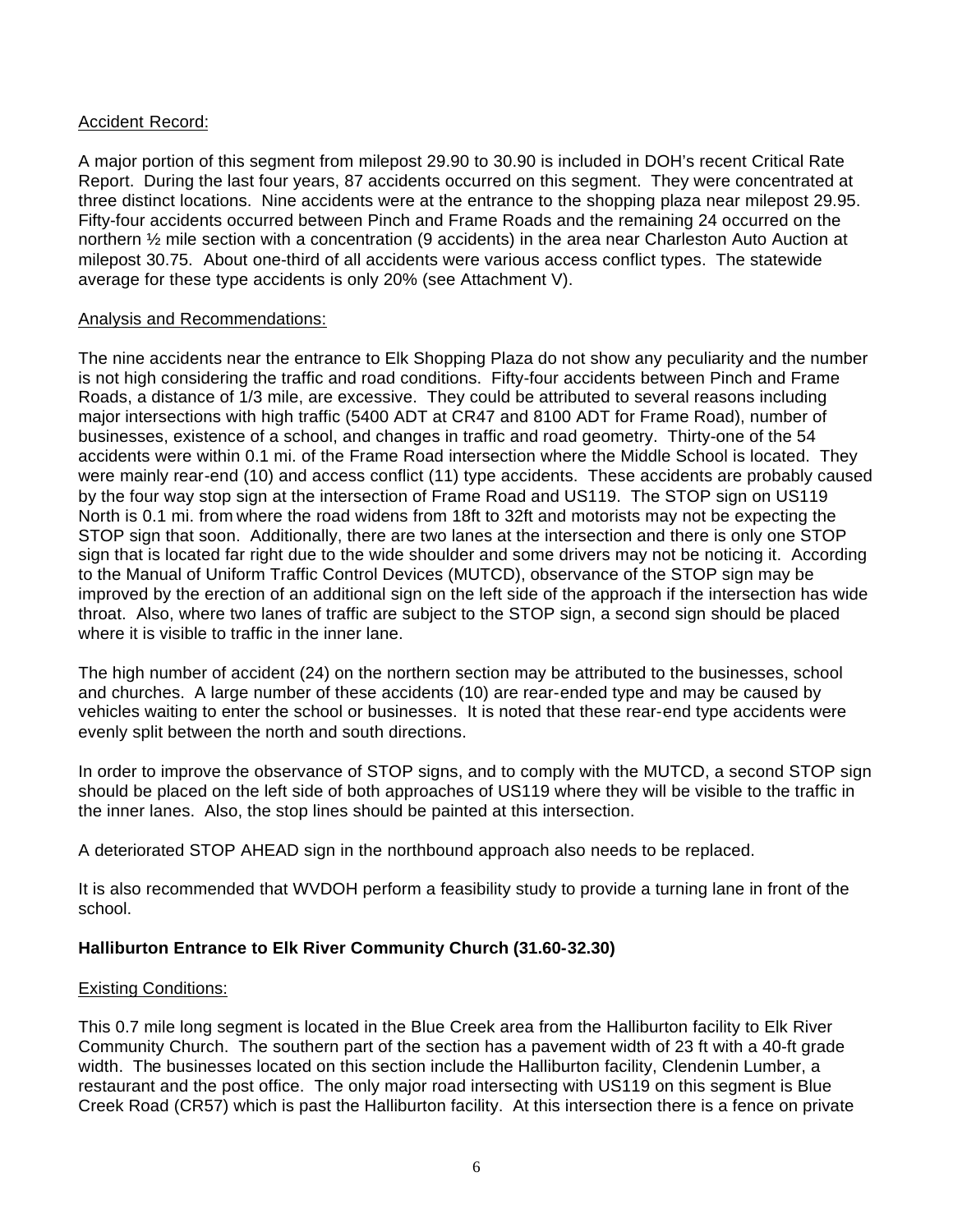Accident Record:

A major portion of this segment from milepost 29.90 to 30.90 is included in DOH's recent Critical Rate Report. During the last four years, 87 accidents occurred on this segment. They were concentrated at three distinct locations. Nine accidents were at the entrance to the shopping plaza near milepost 29.95. Fifty-four accidents occurred between Pinch and Frame Roads and the remaining 24 occurred on the northern ½ mile section with a concentration (9 accidents) in the area near Charleston Auto Auction at milepost 30.75. About one-third of all accidents were various access conflict types. The statewide average for these type accidents is only 20% (see Attachment V).

Analysis and Recommendations:

The nine accidents near the entrance to Elk Shopping Plaza do not show any peculiarity and the number is not high considering the traffic and road conditions. Fifty-four accidents between Pinch and Frame Roads, a distance of 1/3 mile, are excessive. They could be attributed to several reasons including major intersections with high traffic (5400 ADT at CR47 and 8100 ADT for Frame Road), number of businesses, existence of a school, and changes in traffic and road geometry. Thirty-one of the 54 accidents were within 0.1 mi. of the Frame Road intersection where the Middle School is located. They were mainly rear-end (10) and access conflict (11) type accidents. These accidents are probably caused by the four way stop sign at the intersection of Frame Road and US119. The STOP sign on US119 North is 0.1 mi. from where the road widens from 18ft to 32ft and motorists may not be expecting the STOP sign that soon. Additionally, there are two lanes at the intersection and there is only one STOP sign that is located far right due to the wide shoulder and some drivers may not be noticing it. According to the Manual of Uniform Traffic Control Devices (MUTCD), observance of the STOP sign may be improved by the erection of an additional sign on the left side of the approach if the intersection has wide throat. Also, where two lanes of traffic are subject to the STOP sign, a second sign should be placed where it is visible to traffic in the inner lane.

The high number of accident (24) on the northern section may be attributed to the businesses, school and churches. A large number of these accidents (10) are rear-ended type and may be caused by vehicles waiting to enter the school or businesses. It is noted that these rear-end type accidents were evenly split between the north and south directions.

In order to improve the observance of STOP signs, and to comply with the MUTCD, a second STOP sign should be placed on the left side of both approaches of US119 where they will be visible to the traffic in the inner lanes. Also, the stop lines should be painted at this intersection.

A deteriorated STOP AHEAD sign in the northbound approach also needs to be replaced.

It is also recommended that WVDOH perform a feasibility study to provide a turning lane in front of the school.

**Halliburton Entrance to Elk River Community Church (31.60-32.30)**

Existing Conditions:

This 0.7 mile long segment is located in the Blue Creek area from the Halliburton facility to Elk River Community Church. The southern part of the section has a pavement width of 23 ft with a 40-ft grade width. The businesses located on this section include the Halliburton facility, Clendenin Lumber, a restaurant and the post office. The only major road intersecting with US119 on this segment is Blue Creek Road (CR57) which is past the Halliburton facility. At this intersection there is a fence on private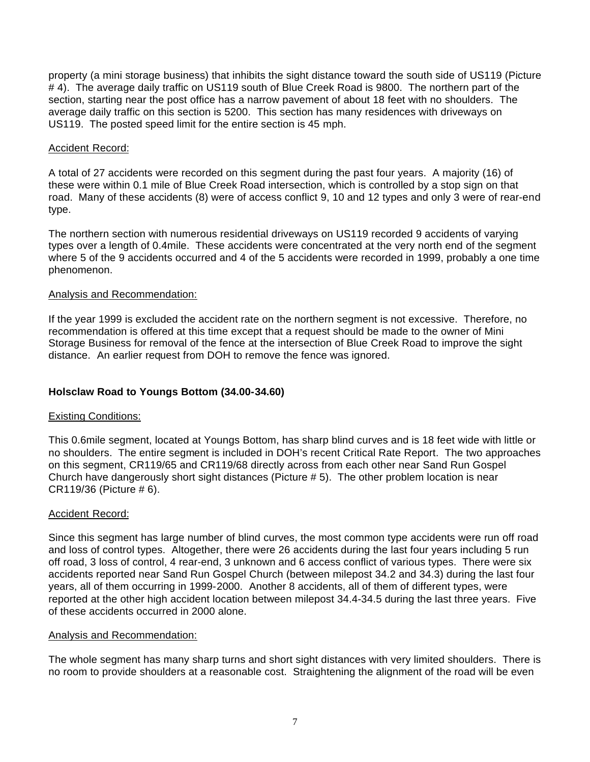property (a mini storage business) that inhibits the sight distance toward the south side of US119 (Picture # 4). The average daily traffic on US119 south of Blue Creek Road is 9800. The northern part of the section, starting near the post office has a narrow pavement of about 18 feet with no shoulders. The average daily traffic on this section is 5200. This section has many residences with driveways on US119. The posted speed limit for the entire section is 45 mph.

Accident Record:

A total of 27 accidents were recorded on this segment during the past four years. A majority (16) of these were within 0.1 mile of Blue Creek Road intersection, which is controlled by a stop sign on that road. Many of these accidents (8) were of access conflict 9, 10 and 12 types and only 3 were of rear-end type.

The northern section with numerous residential driveways on US119 recorded 9 accidents of varying types over a length of 0.4mile. These accidents were concentrated at the very north end of the segment where 5 of the 9 accidents occurred and 4 of the 5 accidents were recorded in 1999, probably a one time phenomenon.

Analysis and Recommendation:

If the year 1999 is excluded the accident rate on the northern segment is not excessive. Therefore, no recommendation is offered at this time except that a request should be made to the owner of Mini Storage Business for removal of the fence at the intersection of Blue Creek Road to improve the sight distance. An earlier request from DOH to remove the fence was ignored.

**Holsclaw Road to Youngs Bottom (34.00-34.60)**

Existing Conditions:

This 0.6mile segment, located at Youngs Bottom, has sharp blind curves and is 18 feet wide with little or no shoulders. The entire segment is included in DOH's recent Critical Rate Report. The two approaches on this segment, CR119/65 and CR119/68 directly across from each other near Sand Run Gospel Church have dangerously short sight distances (Picture # 5). The other problem location is near CR119/36 (Picture # 6).

Accident Record:

Since this segment has large number of blind curves, the most common type accidents were run off road and loss of control types. Altogether, there were 26 accidents during the last four years including 5 run off road, 3 loss of control, 4 rear-end, 3 unknown and 6 access conflict of various types. There were six accidents reported near Sand Run Gospel Church (between milepost 34.2 and 34.3) during the last four years, all of them occurring in 1999-2000. Another 8 accidents, all of them of different types, were reported at the other high accident location between milepost 34.4-34.5 during the last three years. Five of these accidents occurred in 2000 alone.

Analysis and Recommendation:

The whole segment has many sharp turns and short sight distances with very limited shoulders. There is no room to provide shoulders at a reasonable cost. Straightening the alignment of the road will be even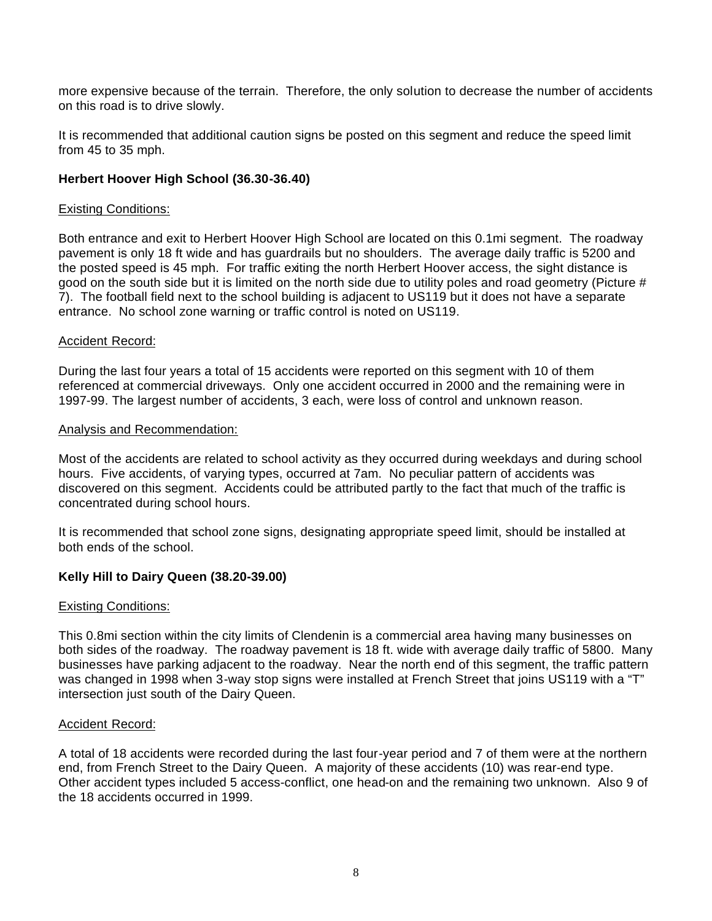more expensive because of the terrain. Therefore, the only solution to decrease the number of accidents on this road is to drive slowly.

It is recommended that additional caution signs be posted on this segment and reduce the speed limit from 45 to 35 mph.

### Herbert Hoover High School (36.30-36.40)

Existing Conditions:

Both entrance and exit to Herbert Hoover High School are located on this 0.1mi segment. The roadway pavement is only 18 ft wide and has guardrails but no shoulders. The average daily traffic is 5200 and the posted speed is 45 mph. For traffic exiting the north Herbert Hoover access, the sight distance is good on the south side but it is limited on the north side due to utility poles and road geometry (Picture # 7). The football field next to the school building is adjacent to US119 but it does not have a separate entrance. No school zone warning or traffic control is noted on US119.

Accident Record:

During the last four years a total of 15 accidents were reported on this segment with 10 of them referenced at commercial driveways. Only one accident occurred in 2000 and the remaining were in 1997-99. The largest number of accidents, 3 each, were loss of control and unknown reason.

Analysis and Recommendation:

Most of the accidents are related to school activity as they occurred during weekdays and during school hours. Five accidents, of varying types, occurred at 7am. No peculiar pattern of accidents was discovered on this segment. Accidents could be attributed partly to the fact that much of the traffic is concentrated during school hours.

It is recommended that school zone signs, designating appropriate speed limit, should be installed at both ends of the school.

### Kelly Hill to Dairy Queen (38.20-39.00)

Existing Conditions:

This 0.8mi section within the city limits of Clendenin is a commercial area having many businesses on both sides of the roadway. The roadway pavement is 18 ft. wide with average daily traffic of 5800. Many businesses have parking adjacent to the roadway. Near the north end of this segment, the traffic pattern was changed in 1998 when 3-way stop signs were installed at French Street that joins US119 with a "T" intersection just south of the Dairy Queen.

Accident Record:

A total of 18 accidents were recorded during the last four-year period and 7 of them were at the northern end, from French Street to the Dairy Queen. A majority of these accidents (10) was rear-end type. Other accident types included 5 access-conflict, one head-on and the remaining two unknown. Also 9 of the 18 accidents occurred in 1999.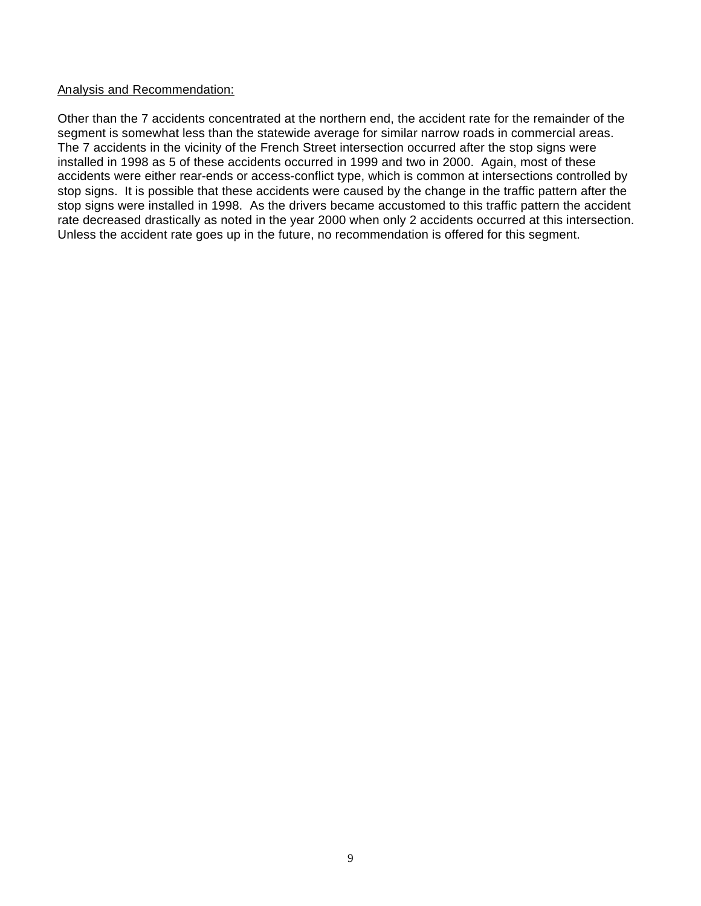Analysis and Recommendation:

Other than the 7 accidents concentrated at the northern end, the accident rate for the remainder of the segment is somewhat less than the statewide average for similar narrow roads in commercial areas. The 7 accidents in the vicinity of the French Street intersection occurred after the stop signs were installed in 1998 as 5 of these accidents occurred in 1999 and two in 2000. Again, most of these accidents were either rear-ends or access-conflict type, which is common at intersections controlled by stop signs. It is possible that these accidents were caused by the change in the traffic pattern after the stop signs were installed in 1998. As the drivers became accustomed to this traffic pattern the accident rate decreased drastically as noted in the year 2000 when only 2 accidents occurred at this intersection. Unless the accident rate goes up in the future, no recommendation is offered for this segment.